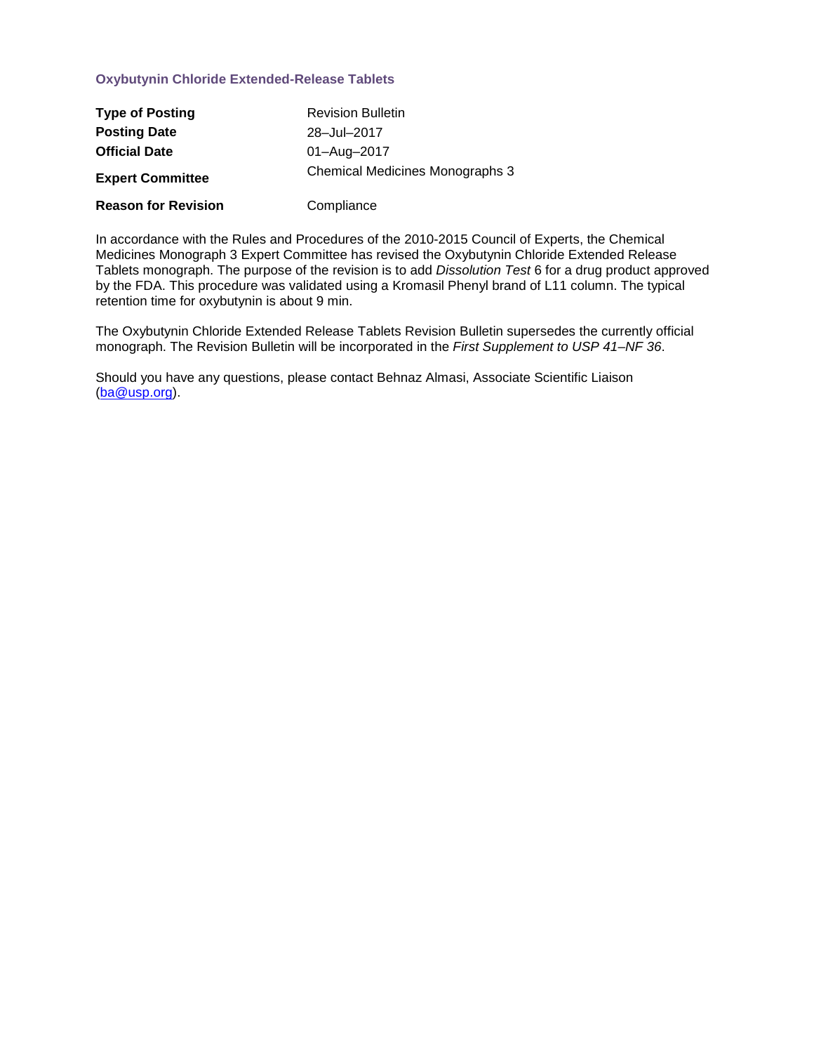# Oxybutynin Chloride Extended-Release Tablets

| | |
|---|---|
| **Type of Posting** | Revision Bulletin |
| **Posting Date** | 28–Jul–2017 |
| **Official Date** | 01–Aug–2017 |
| **Expert Committee** | Chemical Medicines Monographs 3 |
| **Reason for Revision** | Compliance |

In accordance with the Rules and Procedures of the 2010-2015 Council of Experts, the Chemical Medicines Monograph 3 Expert Committee has revised the Oxybutynin Chloride Extended Release Tablets monograph. The purpose of the revision is to add *Dissolution Test* 6 for a drug product approved by the FDA. This procedure was validated using a Kromasil Phenyl brand of L11 column. The typical retention time for oxybutynin is about 9 min.

The Oxybutynin Chloride Extended Release Tablets Revision Bulletin supersedes the currently official monograph. The Revision Bulletin will be incorporated in the *First Supplement to USP 41–NF 36*.

Should you have any questions, please contact Behnaz Almasi, Associate Scientific Liaison (ba@usp.org).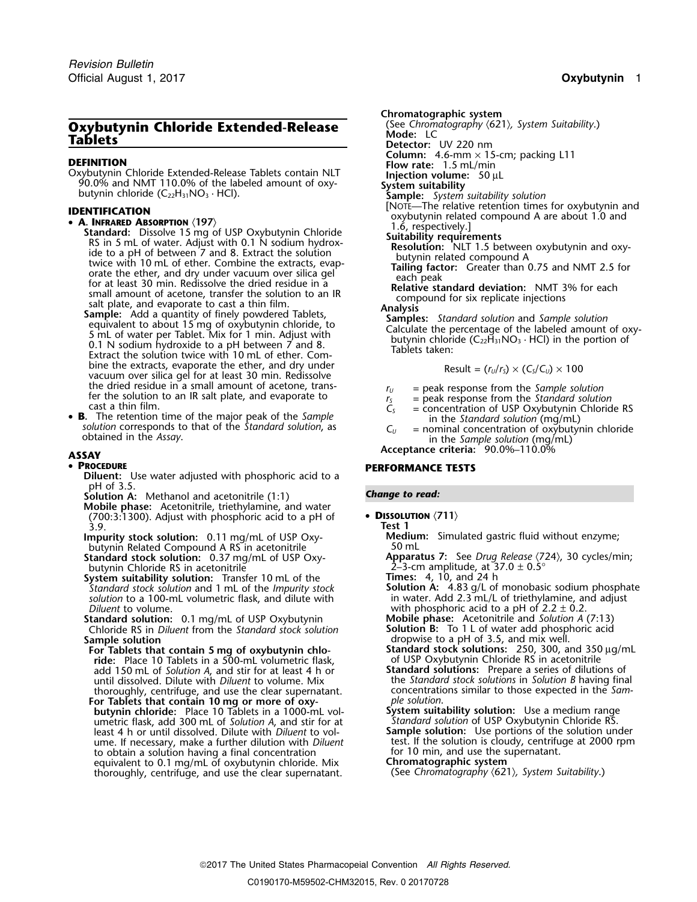# Oxybutynin Chloride Extended-Release Tablets

## DEFINITION

Oxybutynin Chloride Extended-Release Tablets contain NLT 90.0% and NMT 110.0% of the labeled amount of oxybutynin chloride ($C_{22}H_{31}NO_3 \cdot HCl$).

## IDENTIFICATION

- **A. Infrared Absorption** ⟨197⟩

  **Standard:** Dissolve 15 mg of USP Oxybutynin Chloride RS in 5 mL of water. Adjust with 0.1 N sodium hydroxide to a pH of between 7 and 8. Extract the solution twice with 10 mL of ether. Combine the extracts, evaporate the ether, and dry under vacuum over silica gel for at least 30 min. Redissolve the dried residue in a small amount of acetone, transfer the solution to an IR salt plate, and evaporate to cast a thin film.

  **Sample:** Add a quantity of finely powdered Tablets, equivalent to about 15 mg of oxybutynin chloride, to 5 mL of water per Tablet. Mix for 1 min. Adjust with 0.1 N sodium hydroxide to a pH between 7 and 8. Extract the solution twice with 10 mL of ether. Combine the extracts, evaporate the ether, and dry under vacuum over silica gel for at least 30 min. Redissolve the dried residue in a small amount of acetone, transfer the solution to an IR salt plate, and evaporate to cast a thin film.

- **B.** The retention time of the major peak of the *Sample solution* corresponds to that of the *Standard solution*, as obtained in the *Assay*.

## ASSAY

- **Procedure**

  **Diluent:** Use water adjusted with phosphoric acid to a pH of 3.5.

  **Solution A:** Methanol and acetonitrile (1:1)

  **Mobile phase:** Acetonitrile, triethylamine, and water (700:3:1300). Adjust with phosphoric acid to a pH of 3.9.

  **Impurity stock solution:** 0.11 mg/mL of USP Oxybutynin Related Compound A RS in acetonitrile

  **Standard stock solution:** 0.37 mg/mL of USP Oxybutynin Chloride RS in acetonitrile

  **System suitability solution:** Transfer 10 mL of the *Standard stock solution* and 1 mL of the *Impurity stock solution* to a 100-mL volumetric flask, and dilute with *Diluent* to volume.

  **Standard solution:** 0.1 mg/mL of USP Oxybutynin Chloride RS in *Diluent* from the *Standard stock solution*

  **Sample solution**

  **For Tablets that contain 5 mg of oxybutynin chloride:** Place 10 Tablets in a 500-mL volumetric flask, add 150 mL of *Solution A*, and stir for at least 4 h or until dissolved. Dilute with *Diluent* to volume. Mix thoroughly, centrifuge, and use the clear supernatant.

  **For Tablets that contain 10 mg or more of oxybutynin chloride:** Place 10 Tablets in a 1000-mL volumetric flask, add 300 mL of *Solution A*, and stir for at least 4 h or until dissolved. Dilute with *Diluent* to volume. If necessary, make a further dilution with *Diluent* to obtain a solution having a final concentration equivalent to 0.1 mg/mL of oxybutynin chloride. Mix thoroughly, centrifuge, and use the clear supernatant.

  **Chromatographic system**

  (See *Chromatography* ⟨621⟩*, System Suitability*.)

  **Mode:** LC

  **Detector:** UV 220 nm

  **Column:** 4.6-mm × 15-cm; packing L11

  **Flow rate:** 1.5 mL/min

  **Injection volume:** 50 µL

  **System suitability**

  **Sample:** *System suitability solution*

  [Note—The relative retention times for oxybutynin and oxybutynin related compound A are about 1.0 and 1.6, respectively.]

  **Suitability requirements**

  **Resolution:** NLT 1.5 between oxybutynin and oxybutynin related compound A

  **Tailing factor:** Greater than 0.75 and NMT 2.5 for each peak

  **Relative standard deviation:** NMT 3% for each compound for six replicate injections

  **Analysis**

  **Samples:** *Standard solution* and *Sample solution*

  Calculate the percentage of the labeled amount of oxybutynin chloride ($C_{22}H_{31}NO_3 \cdot HCl$) in the portion of Tablets taken:

  $$\text{Result} = (r_U/r_S) \times (C_S/C_U) \times 100$$

  $r_U$ = peak response from the *Sample solution*

  $r_S$ = peak response from the *Standard solution*

  $C_S$ = concentration of USP Oxybutynin Chloride RS in the *Standard solution* (mg/mL)

  $C_U$ = nominal concentration of oxybutynin chloride in the *Sample solution* (mg/mL)

  **Acceptance criteria:** 90.0%–110.0%

## PERFORMANCE TESTS

*Change to read:*

- **Dissolution** ⟨711⟩

  **Test 1**

  **Medium:** Simulated gastric fluid without enzyme; 50 mL

  **Apparatus 7:** See *Drug Release* ⟨724⟩, 30 cycles/min; 2–3-cm amplitude, at 37.0 ± 0.5°

  **Times:** 4, 10, and 24 h

  **Solution A:** 4.83 g/L of monobasic sodium phosphate in water. Add 2.3 mL/L of triethylamine, and adjust with phosphoric acid to a pH of 2.2 ± 0.2.

  **Mobile phase:** Acetonitrile and *Solution A* (7:13)

  **Solution B:** To 1 L of water add phosphoric acid dropwise to a pH of 3.5, and mix well.

  **Standard stock solutions:** 250, 300, and 350 µg/mL of USP Oxybutynin Chloride RS in acetonitrile

  **Standard solutions:** Prepare a series of dilutions of the *Standard stock solutions* in *Solution B* having final concentrations similar to those expected in the *Sample solution*.

  **System suitability solution:** Use a medium range *Standard solution* of USP Oxybutynin Chloride RS.

  **Sample solution:** Use portions of the solution under test. If the solution is cloudy, centrifuge at 2000 rpm for 10 min, and use the supernatant.

  **Chromatographic system**

  (See *Chromatography* ⟨621⟩*, System Suitability*.)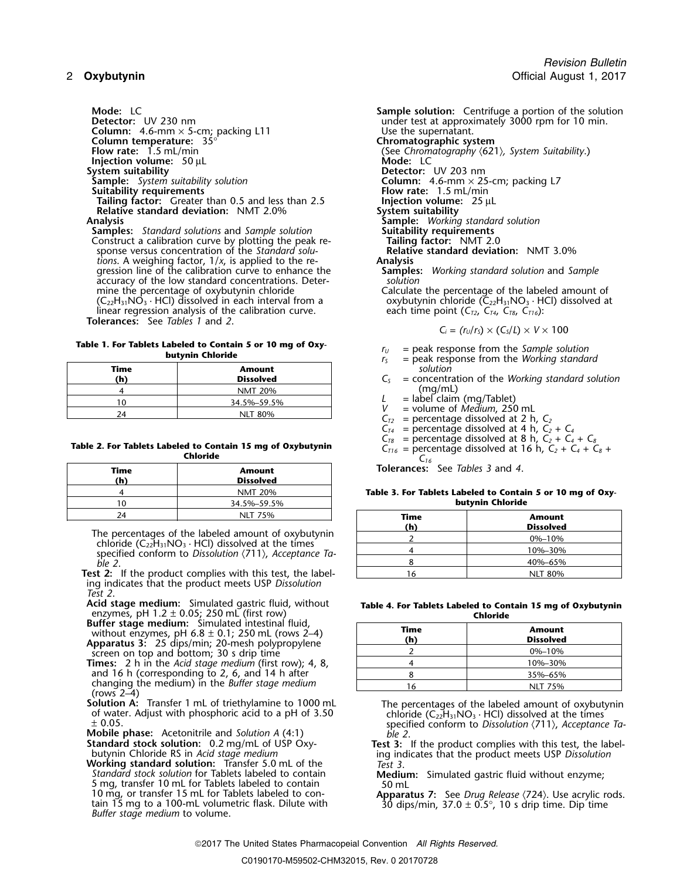**Mode:** LC
**Detector:** UV 230 nm
**Column:** 4.6-mm × 5-cm; packing L11
**Column temperature:** 35°
**Flow rate:** 1.5 mL/min
**Injection volume:** 50 µL

**System suitability**

**Sample:** *System suitability solution*

**Suitability requirements**

**Tailing factor:** Greater than 0.5 and less than 2.5
**Relative standard deviation:** NMT 2.0%

**Analysis**

**Samples:** *Standard solutions* and *Sample solution*

Construct a calibration curve by plotting the peak response versus concentration of the *Standard solutions*. A weighing factor, $1/x$, is applied to the regression line of the calibration curve to enhance the accuracy of the low standard concentrations. Determine the percentage of oxybutynin chloride ($C_{22}H_{31}NO_3 \cdot HCl$) dissolved in each interval from a linear regression analysis of the calibration curve.

**Tolerances:** See *Tables 1* and *2*.

**Table 1. For Tablets Labeled to Contain 5 or 10 mg of Oxybutynin Chloride**

| Time (h) | Amount Dissolved |
|---|---|
| 4 | NMT 20% |
| 10 | 34.5%–59.5% |
| 24 | NLT 80% |

**Table 2. For Tablets Labeled to Contain 15 mg of Oxybutynin Chloride**

| Time (h) | Amount Dissolved |
|---|---|
| 4 | NMT 20% |
| 10 | 34.5%–59.5% |
| 24 | NLT 75% |

The percentages of the labeled amount of oxybutynin chloride ($C_{22}H_{31}NO_3 \cdot HCl$) dissolved at the times specified conform to *Dissolution* ⟨711⟩, *Acceptance Table 2*.

**Test 2:** If the product complies with this test, the labeling indicates that the product meets USP *Dissolution Test 2*.

**Acid stage medium:** Simulated gastric fluid, without enzymes, pH 1.2 ± 0.05; 250 mL (first row)
**Buffer stage medium:** Simulated intestinal fluid, without enzymes, pH 6.8 ± 0.1; 250 mL (rows 2–4)
**Apparatus 3:** 25 dips/min; 20-mesh polypropylene screen on top and bottom; 30 s drip time
**Times:** 2 h in the *Acid stage medium* (first row); 4, 8, and 16 h (corresponding to 2, 6, and 14 h after changing the medium) in the *Buffer stage medium* (rows 2–4)
**Solution A:** Transfer 1 mL of triethylamine to 1000 mL of water. Adjust with phosphoric acid to a pH of 3.50 ± 0.05.
**Mobile phase:** Acetonitrile and *Solution A* (4:1)
**Standard stock solution:** 0.2 mg/mL of USP Oxybutynin Chloride RS in *Acid stage medium*
**Working standard solution:** Transfer 5.0 mL of the *Standard stock solution* for Tablets labeled to contain 5 mg, transfer 10 mL for Tablets labeled to contain 10 mg, or transfer 15 mL for Tablets labeled to contain 15 mg to a 100-mL volumetric flask. Dilute with *Buffer stage medium* to volume.
**Sample solution:** Centrifuge a portion of the solution under test at approximately 3000 rpm for 10 min. Use the supernatant.

**Chromatographic system**

(See *Chromatography* ⟨621⟩, *System Suitability*.)

**Mode:** LC
**Detector:** UV 203 nm
**Column:** 4.6-mm × 25-cm; packing L7
**Flow rate:** 1.5 mL/min
**Injection volume:** 25 µL

**System suitability**

**Sample:** *Working standard solution*

**Suitability requirements**

**Tailing factor:** NMT 2.0
**Relative standard deviation:** NMT 3.0%

**Analysis**

**Samples:** *Working standard solution* and *Sample solution*

Calculate the percentage of the labeled amount of oxybutynin chloride ($C_{22}H_{31}NO_3 \cdot HCl$) dissolved at each time point ($C_{T2}$, $C_{T4}$, $C_{T8}$, $C_{T16}$):

$$C_i = (r_U/r_S) \times (C_S/L) \times V \times 100$$

$r_U$ = peak response from the *Sample solution*
$r_S$ = peak response from the *Working standard solution*
$C_S$ = concentration of the *Working standard solution* (mg/mL)
$L$ = label claim (mg/Tablet)
$V$ = volume of *Medium*, 250 mL
$C_{T2}$ = percentage dissolved at 2 h, $C_2$
$C_{T4}$ = percentage dissolved at 4 h, $C_2 + C_4$
$C_{T8}$ = percentage dissolved at 8 h, $C_2 + C_4 + C_8$
$C_{T16}$ = percentage dissolved at 16 h, $C_2 + C_4 + C_8 + C_{16}$

**Tolerances:** See *Tables 3* and *4*.

**Table 3. For Tablets Labeled to Contain 5 or 10 mg of Oxybutynin Chloride**

| Time (h) | Amount Dissolved |
|---|---|
| 2 | 0%–10% |
| 4 | 10%–30% |
| 8 | 40%–65% |
| 16 | NLT 80% |

**Table 4. For Tablets Labeled to Contain 15 mg of Oxybutynin Chloride**

| Time (h) | Amount Dissolved |
|---|---|
| 2 | 0%–10% |
| 4 | 10%–30% |
| 8 | 35%–65% |
| 16 | NLT 75% |

The percentages of the labeled amount of oxybutynin chloride ($C_{22}H_{31}NO_3 \cdot HCl$) dissolved at the times specified conform to *Dissolution* ⟨711⟩, *Acceptance Table 2*.

**Test 3:** If the product complies with this test, the labeling indicates that the product meets USP *Dissolution Test 3*.

**Medium:** Simulated gastric fluid without enzyme; 50 mL
**Apparatus 7:** See *Drug Release* ⟨724⟩. Use acrylic rods. 30 dips/min, 37.0 ± 0.5°, 10 s drip time. Dip time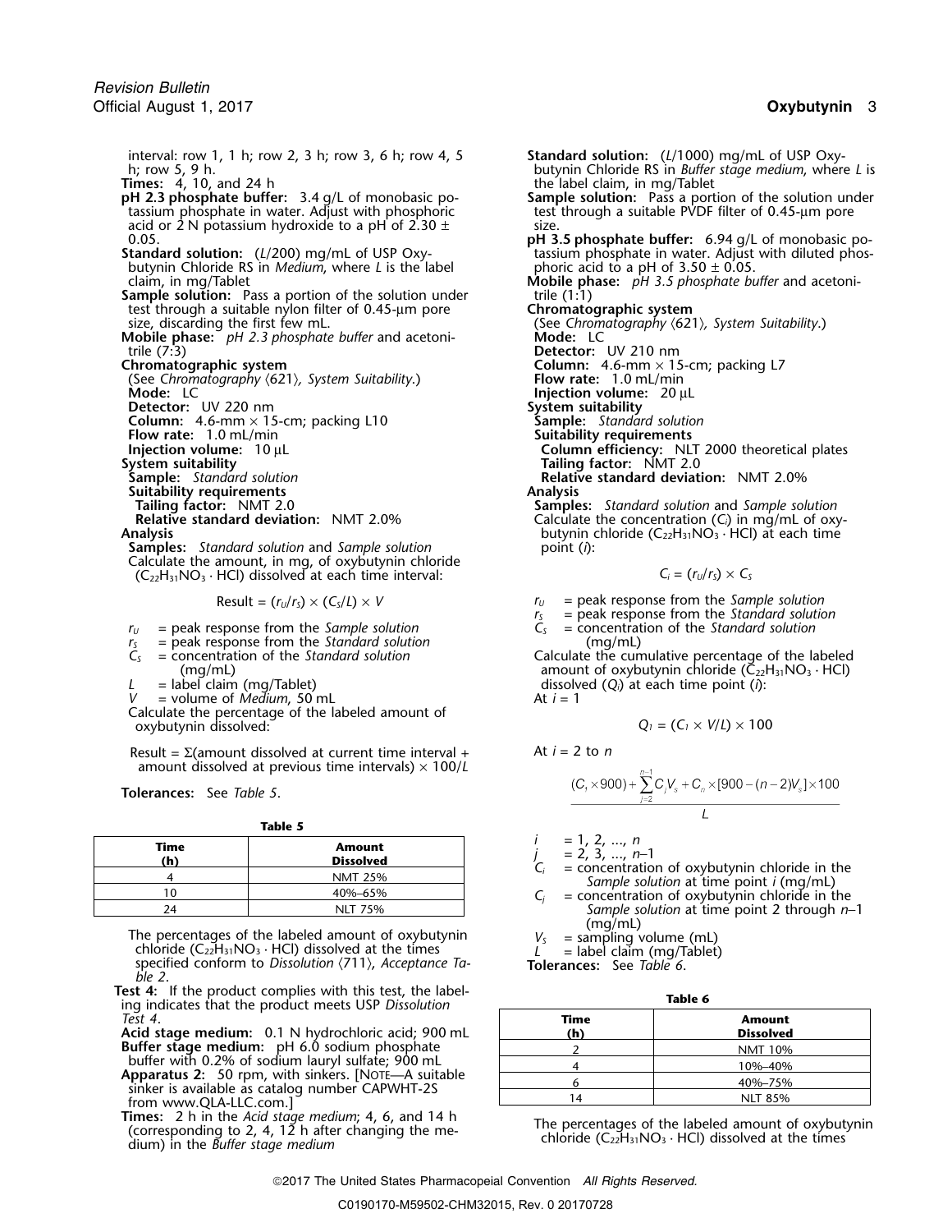interval: row 1, 1 h; row 2, 3 h; row 3, 6 h; row 4, 5 h; row 5, 9 h.

**Times:** 4, 10, and 24 h

**pH 2.3 phosphate buffer:** 3.4 g/L of monobasic potassium phosphate in water. Adjust with phosphoric acid or 2 N potassium hydroxide to a pH of 2.30 ± 0.05.

**Standard solution:** ($L$/200) mg/mL of USP Oxybutynin Chloride RS in *Medium*, where $L$ is the label claim, in mg/Tablet

**Sample solution:** Pass a portion of the solution under test through a suitable nylon filter of 0.45-µm pore size, discarding the first few mL.

**Mobile phase:** *pH 2.3 phosphate buffer* and acetonitrile (7:3)

**Chromatographic system**

(See *Chromatography* 〈621〉*, System Suitability.*)

**Mode:** LC

**Detector:** UV 220 nm

**Column:** 4.6-mm × 15-cm; packing L10

**Flow rate:** 1.0 mL/min

**Injection volume:** 10 µL

**System suitability**

**Sample:** *Standard solution*

**Suitability requirements**

**Tailing factor:** NMT 2.0

**Relative standard deviation:** NMT 2.0%

**Analysis**

**Samples:** *Standard solution* and *Sample solution*

Calculate the amount, in mg, of oxybutynin chloride ($C_{22}H_{31}NO_3 \cdot HCl$) dissolved at each time interval:

$$\text{Result} = (r_U/r_S) \times (C_S/L) \times V$$

$r_U$ = peak response from the *Sample solution*
$r_S$ = peak response from the *Standard solution*
$C_S$ = concentration of the *Standard solution* (mg/mL)
$L$ = label claim (mg/Tablet)
$V$ = volume of *Medium*, 50 mL

Calculate the percentage of the labeled amount of oxybutynin dissolved:

Result = Σ(amount dissolved at current time interval + amount dissolved at previous time intervals) × 100/$L$

**Tolerances:** See *Table 5*.

**Table 5**

| Time (h) | Amount Dissolved |
|---|---|
| 4 | NMT 25% |
| 10 | 40%–65% |
| 24 | NLT 75% |

The percentages of the labeled amount of oxybutynin chloride ($C_{22}H_{31}NO_3 \cdot HCl$) dissolved at the times specified conform to *Dissolution* 〈711〉*, Acceptance Table 2*.

**Test 4:** If the product complies with this test, the labeling indicates that the product meets USP *Dissolution Test 4*.

**Acid stage medium:** 0.1 N hydrochloric acid; 900 mL

**Buffer stage medium:** pH 6.0 sodium phosphate buffer with 0.2% of sodium lauryl sulfate; 900 mL

**Apparatus 2:** 50 rpm, with sinkers. [NOTE—A suitable sinker is available as catalog number CAPWHT-2S from www.QLA-LLC.com.]

**Times:** 2 h in the *Acid stage medium*; 4, 6, and 14 h (corresponding to 2, 4, 12 h after changing the medium) in the *Buffer stage medium*

**Standard solution:** ($L$/1000) mg/mL of USP Oxybutynin Chloride RS in *Buffer stage medium*, where $L$ is the label claim, in mg/Tablet

**Sample solution:** Pass a portion of the solution under test through a suitable PVDF filter of 0.45-µm pore size.

**pH 3.5 phosphate buffer:** 6.94 g/L of monobasic potassium phosphate in water. Adjust with diluted phosphoric acid to a pH of 3.50 ± 0.05.

**Mobile phase:** *pH 3.5 phosphate buffer* and acetonitrile (1:1)

**Chromatographic system**

(See *Chromatography* 〈621〉*, System Suitability.*)

**Mode:** LC

**Detector:** UV 210 nm

**Column:** 4.6-mm × 15-cm; packing L7

**Flow rate:** 1.0 mL/min

**Injection volume:** 20 µL

**System suitability**

**Sample:** *Standard solution*

**Suitability requirements**

**Column efficiency:** NLT 2000 theoretical plates

**Tailing factor:** NMT 2.0

**Relative standard deviation:** NMT 2.0%

**Analysis**

**Samples:** *Standard solution* and *Sample solution*

Calculate the concentration ($C_i$) in mg/mL of oxybutynin chloride ($C_{22}H_{31}NO_3 \cdot HCl$) at each time point ($i$):

$$C_i = (r_U/r_S) \times C_S$$

$r_U$ = peak response from the *Sample solution*
$r_S$ = peak response from the *Standard solution*
$C_S$ = concentration of the *Standard solution* (mg/mL)

Calculate the cumulative percentage of the labeled amount of oxybutynin chloride ($C_{22}H_{31}NO_3 \cdot HCl$) dissolved ($Q_i$) at each time point ($i$):

At $i = 1$

$$Q_1 = (C_1 \times V/L) \times 100$$

At $i = 2$ to $n$

$$\frac{(C_1 \times 900) + \sum_{j=2}^{n-1} C_j V_S + C_n \times [900 - (n-2)V_S] \times 100}{L}$$

$i$ = 1, 2, ..., $n$
$j$ = 2, 3, ..., $n$–1
$C_i$ = concentration of oxybutynin chloride in the *Sample solution* at time point $i$ (mg/mL)
$C_j$ = concentration of oxybutynin chloride in the *Sample solution* at time point 2 through $n$–1 (mg/mL)
$V_S$ = sampling volume (mL)
$L$ = label claim (mg/Tablet)

**Tolerances:** See *Table 6*.

**Table 6**

| Time (h) | Amount Dissolved |
|---|---|
| 2 | NMT 10% |
| 4 | 10%–40% |
| 6 | 40%–75% |
| 14 | NLT 85% |

The percentages of the labeled amount of oxybutynin chloride ($C_{22}H_{31}NO_3 \cdot HCl$) dissolved at the times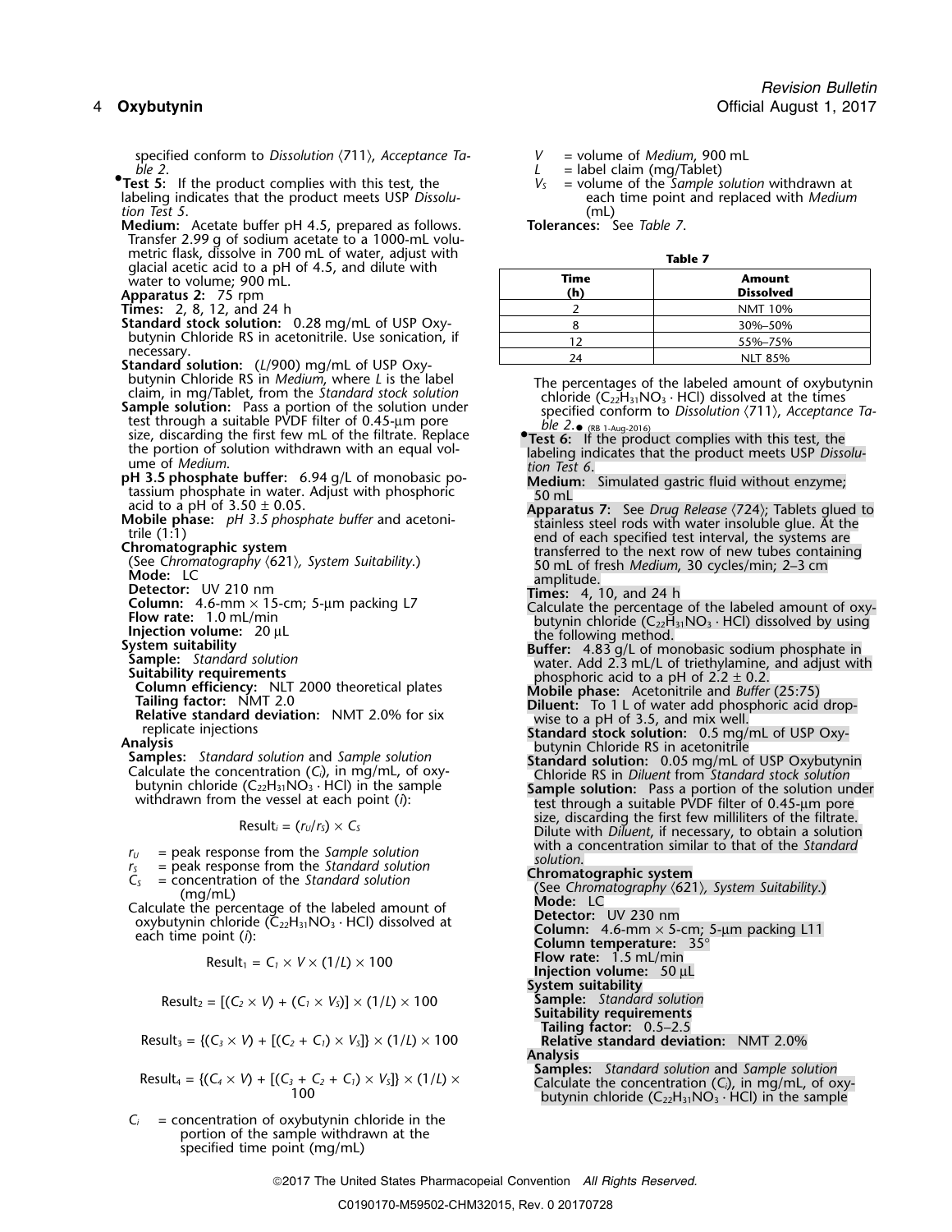specified conform to *Dissolution* ⟨711⟩, *Acceptance Table 2*.

•**Test 5:** If the product complies with this test, the labeling indicates that the product meets USP *Dissolution Test 5*.

**Medium:** Acetate buffer pH 4.5, prepared as follows. Transfer 2.99 g of sodium acetate to a 1000-mL volumetric flask, dissolve in 700 mL of water, adjust with glacial acetic acid to a pH of 4.5, and dilute with water to volume; 900 mL.

**Apparatus 2:** 75 rpm

**Times:** 2, 8, 12, and 24 h

**Standard stock solution:** 0.28 mg/mL of USP Oxybutynin Chloride RS in acetonitrile. Use sonication, if necessary.

**Standard solution:** ($L$/900) mg/mL of USP Oxybutynin Chloride RS in *Medium*, where $L$ is the label claim, in mg/Tablet, from the *Standard stock solution*

**Sample solution:** Pass a portion of the solution under test through a suitable PVDF filter of 0.45-µm pore size, discarding the first few mL of the filtrate. Replace the portion of solution withdrawn with an equal volume of *Medium*.

**pH 3.5 phosphate buffer:** 6.94 g/L of monobasic potassium phosphate in water. Adjust with phosphoric acid to a pH of 3.50 ± 0.05.

**Mobile phase:** *pH 3.5 phosphate buffer* and acetonitrile (1:1)

**Chromatographic system**

(See *Chromatography* ⟨621⟩, *System Suitability*.)

**Mode:** LC

**Detector:** UV 210 nm

**Column:** 4.6-mm × 15-cm; 5-µm packing L7

**Flow rate:** 1.0 mL/min

**Injection volume:** 20 µL

**System suitability**

**Sample:** *Standard solution*

**Suitability requirements**

**Column efficiency:** NLT 2000 theoretical plates

**Tailing factor:** NMT 2.0

**Relative standard deviation:** NMT 2.0% for six replicate injections

**Analysis**

**Samples:** *Standard solution* and *Sample solution*

Calculate the concentration ($C_i$), in mg/mL, of oxybutynin chloride ($C_{22}H_{31}NO_3 \cdot HCl$) in the sample withdrawn from the vessel at each point ($i$):

$$\text{Result}_i = (r_U/r_S) \times C_S$$

$r_U$ = peak response from the *Sample solution*

$r_S$ = peak response from the *Standard solution*

$C_S$ = concentration of the *Standard solution* (mg/mL)

Calculate the percentage of the labeled amount of oxybutynin chloride ($C_{22}H_{31}NO_3 \cdot HCl$) dissolved at each time point ($i$):

$$\text{Result}_1 = C_1 \times V \times (1/L) \times 100$$

$$\text{Result}_2 = [(C_2 \times V) + (C_1 \times V_S)] \times (1/L) \times 100$$

$$\text{Result}_3 = \{(C_3 \times V) + [(C_2 + C_1) \times V_S]\} \times (1/L) \times 100$$

$$\text{Result}_4 = \{(C_4 \times V) + [(C_3 + C_2 + C_1) \times V_S]\} \times (1/L) \times 100$$

$C_i$ = concentration of oxybutynin chloride in the portion of the sample withdrawn at the specified time point (mg/mL)

$V$ = volume of *Medium*, 900 mL

$L$ = label claim (mg/Tablet)

$V_S$ = volume of the *Sample solution* withdrawn at each time point and replaced with *Medium* (mL)

**Tolerances:** See *Table 7*.

**Table 7**

| Time (h) | Amount Dissolved |
|---|---|
| 2 | NMT 10% |
| 8 | 30%–50% |
| 12 | 55%–75% |
| 24 | NLT 85% |

The percentages of the labeled amount of oxybutynin chloride ($C_{22}H_{31}NO_3 \cdot HCl$) dissolved at the times specified conform to *Dissolution* ⟨711⟩, *Acceptance Table 2*.• (RB 1-Aug-2016)

•**Test 6:** If the product complies with this test, the labeling indicates that the product meets USP *Dissolution Test 6*.

**Medium:** Simulated gastric fluid without enzyme; 50 mL

**Apparatus 7:** See *Drug Release* ⟨724⟩; Tablets glued to stainless steel rods with water insoluble glue. At the end of each specified test interval, the systems are transferred to the next row of new tubes containing 50 mL of fresh *Medium*, 30 cycles/min; 2–3 cm amplitude.

**Times:** 4, 10, and 24 h

Calculate the percentage of the labeled amount of oxybutynin chloride ($C_{22}H_{31}NO_3 \cdot HCl$) dissolved by using the following method.

**Buffer:** 4.83 g/L of monobasic sodium phosphate in water. Add 2.3 mL/L of triethylamine, and adjust with phosphoric acid to a pH of 2.2 ± 0.2.

**Mobile phase:** Acetonitrile and *Buffer* (25:75)

**Diluent:** To 1 L of water add phosphoric acid dropwise to a pH of 3.5, and mix well.

**Standard stock solution:** 0.5 mg/mL of USP Oxybutynin Chloride RS in acetonitrile

**Standard solution:** 0.05 mg/mL of USP Oxybutynin Chloride RS in *Diluent* from *Standard stock solution*

**Sample solution:** Pass a portion of the solution under test through a suitable PVDF filter of 0.45-µm pore size, discarding the first few milliliters of the filtrate. Dilute with *Diluent*, if necessary, to obtain a solution with a concentration similar to that of the *Standard solution*.

**Chromatographic system**

(See *Chromatography* ⟨621⟩, *System Suitability*.)

**Mode:** LC

**Detector:** UV 230 nm

**Column:** 4.6-mm × 5-cm; 5-µm packing L11

**Column temperature:** 35°

**Flow rate:** 1.5 mL/min

**Injection volume:** 50 µL

**System suitability**

**Sample:** *Standard solution*

**Suitability requirements**

**Tailing factor:** 0.5–2.5

**Relative standard deviation:** NMT 2.0%

**Analysis**

**Samples:** *Standard solution* and *Sample solution*

Calculate the concentration ($C_i$), in mg/mL, of oxybutynin chloride ($C_{22}H_{31}NO_3 \cdot HCl$) in the sample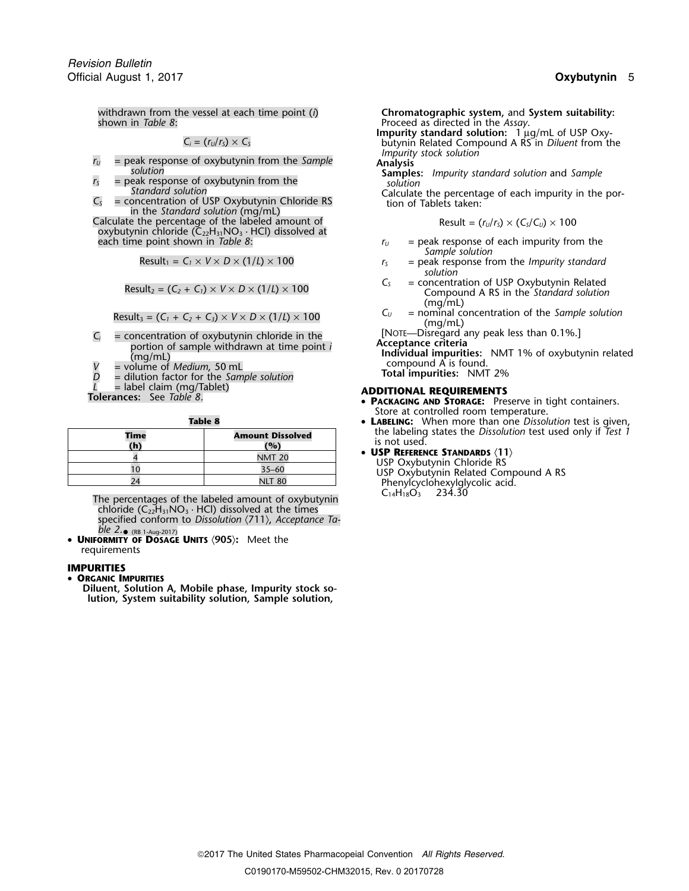withdrawn from the vessel at each time point ($i$) shown in *Table 8*:

$$C_i = (r_U/r_S) \times C_S$$

$r_U$ = peak response of oxybutynin from the *Sample solution*

$r_S$ = peak response of oxybutynin from the *Standard solution*

$C_S$ = concentration of USP Oxybutynin Chloride RS in the *Standard solution* (mg/mL)

Calculate the percentage of the labeled amount of oxybutynin chloride ($C_{22}H_{31}NO_3 \cdot HCl$) dissolved at each time point shown in *Table 8*:

$$\text{Result}_1 = C_1 \times V \times D \times (1/L) \times 100$$

$$\text{Result}_2 = (C_2 + C_1) \times V \times D \times (1/L) \times 100$$

$$\text{Result}_3 = (C_1 + C_2 + C_3) \times V \times D \times (1/L) \times 100$$

$C_i$ = concentration of oxybutynin chloride in the portion of sample withdrawn at time point $i$ (mg/mL)

$V$ = volume of *Medium*, 50 mL

$D$ = dilution factor for the *Sample solution*

$L$ = label claim (mg/Tablet)

**Tolerances:** See *Table 8*.

**Table 8**

| Time (h) | Amount Dissolved (%) |
|---|---|
| 4 | NMT 20 |
| 10 | 35–60 |
| 24 | NLT 80 |

The percentages of the labeled amount of oxybutynin chloride ($C_{22}H_{31}NO_3 \cdot HCl$) dissolved at the times specified conform to *Dissolution* ⟨711⟩, *Acceptance Table 2*.● (RB 1-Aug-2017)

- **Uniformity of Dosage Units** ⟨905⟩: Meet the requirements

## IMPURITIES

- **Organic Impurities**

**Diluent, Solution A, Mobile phase, Impurity stock solution, System suitability solution, Sample solution, Chromatographic system,** and **System suitability:** Proceed as directed in the *Assay*.

**Impurity standard solution:** 1 µg/mL of USP Oxybutynin Related Compound A RS in *Diluent* from the *Impurity stock solution*

**Analysis**

**Samples:** *Impurity standard solution* and *Sample solution*

Calculate the percentage of each impurity in the portion of Tablets taken:

$$\text{Result} = (r_U/r_S) \times (C_S/C_U) \times 100$$

$r_U$ = peak response of each impurity from the *Sample solution*

$r_S$ = peak response from the *Impurity standard solution*

$C_S$ = concentration of USP Oxybutynin Related Compound A RS in the *Standard solution* (mg/mL)

$C_U$ = nominal concentration of the *Sample solution* (mg/mL)

[Note—Disregard any peak less than 0.1%.]

**Acceptance criteria**

**Individual impurities:** NMT 1% of oxybutynin related compound A is found.

**Total impurities:** NMT 2%

## ADDITIONAL REQUIREMENTS

- **Packaging and Storage:** Preserve in tight containers. Store at controlled room temperature.
- **Labeling:** When more than one *Dissolution* test is given, the labeling states the *Dissolution* test used only if *Test 1* is not used.
- **USP Reference Standards** ⟨11⟩

USP Oxybutynin Chloride RS

USP Oxybutynin Related Compound A RS

Phenylcyclohexylglycolic acid.

$C_{14}H_{18}O_3$ 234.30